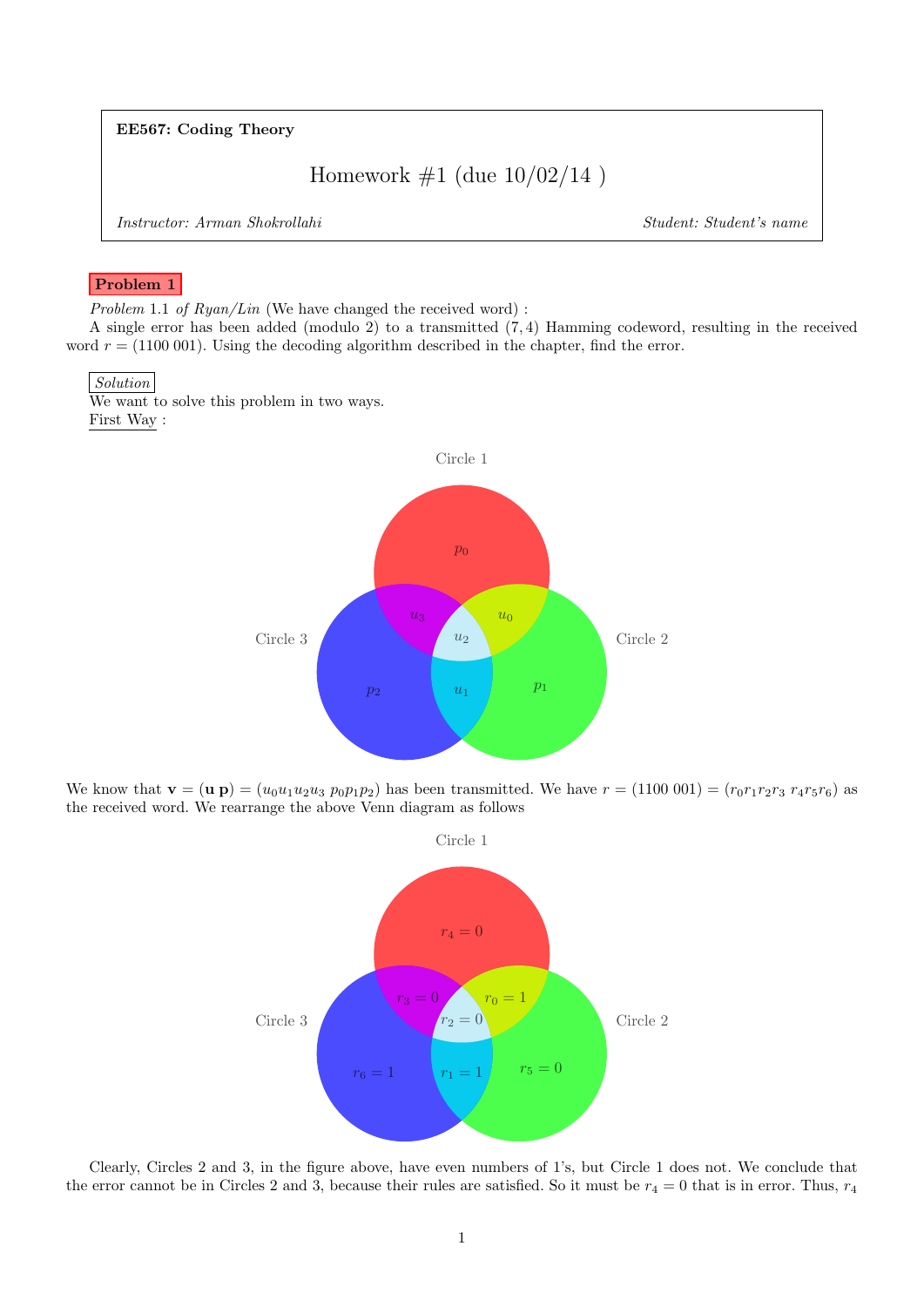**EE567: Coding Theory**

# Homework #1 (due 10/02/14 )

*Instructor: Arman Shokrollahi* *Student: Student's name*

**Problem 1**

*Problem* 1.1 *of Ryan/Lin* (We have changed the received word) :

A single error has been added (modulo 2) to a transmitted $(7, 4)$ Hamming codeword, resulting in the received word $r = (1100\,001)$. Using the decoding algorithm described in the chapter, find the error.

*Solution*

We want to solve this problem in two ways.

First Way :

Circle 1

Circle 3 Circle 2

$p_0$, $u_3$, $u_0$, $u_2$, $p_2$, $u_1$, $p_1$

We know that $\mathbf{v} = (\mathbf{u}\ \mathbf{p}) = (u_0u_1u_2u_3\ p_0p_1p_2)$ has been transmitted. We have $r = (1100\,001) = (r_0r_1r_2r_3\ r_4r_5r_6)$ as the received word. We rearrange the above Venn diagram as follows

Circle 1

Circle 3 Circle 2

$r_4 = 0$, $r_3 = 0$, $r_0 = 1$, $r_2 = 0$, $r_6 = 1$, $r_1 = 1$, $r_5 = 0$

Clearly, Circles 2 and 3, in the figure above, have even numbers of 1's, but Circle 1 does not. We conclude that the error cannot be in Circles 2 and 3, because their rules are satisfied. So it must be $r_4 = 0$ that is in error. Thus, $r_4$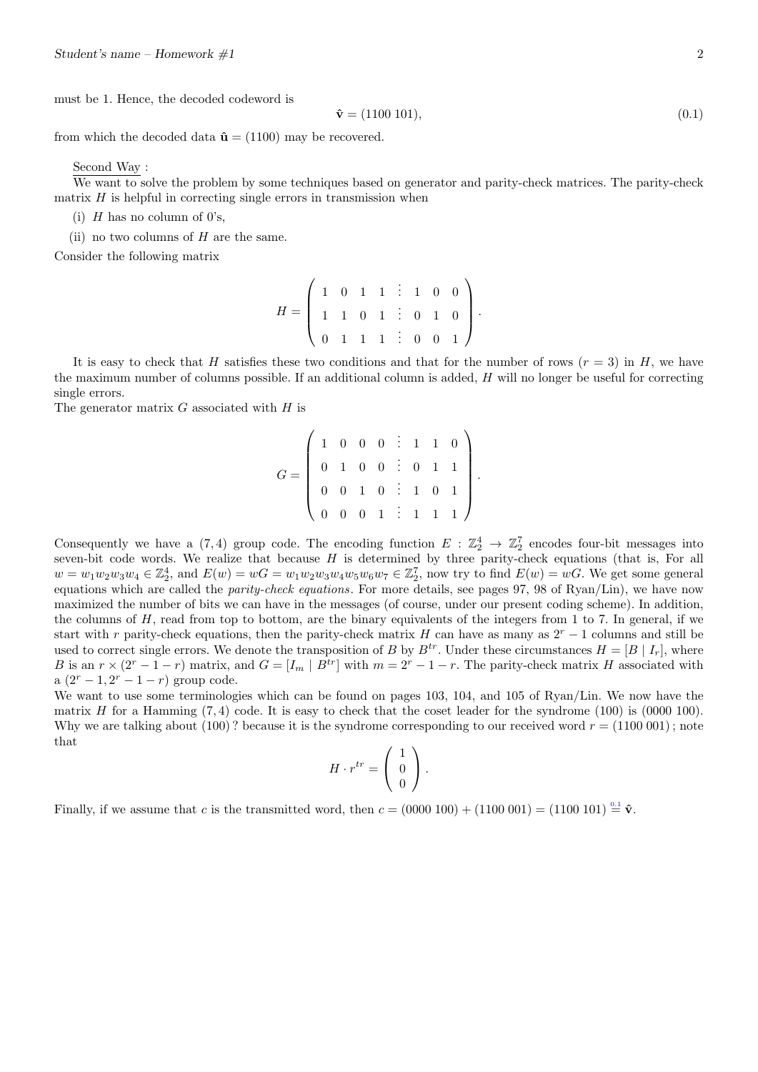must be 1. Hence, the decoded codeword is

$$\hat{\mathbf{v}} = (1100\ 101), \tag{0.1}$$

from which the decoded data $\hat{\mathbf{u}} = (1100)$ may be recovered.

Second Way :

We want to solve the problem by some techniques based on generator and parity-check matrices. The parity-check matrix $H$ is helpful in correcting single errors in transmission when

(i) $H$ has no column of 0's,

(ii) no two columns of $H$ are the same.

Consider the following matrix

$$H = \begin{pmatrix} 1 & 0 & 1 & 1 & \vdots & 1 & 0 & 0 \\ 1 & 1 & 0 & 1 & \vdots & 0 & 1 & 0 \\ 0 & 1 & 1 & 1 & \vdots & 0 & 0 & 1 \end{pmatrix}.$$

It is easy to check that $H$ satisfies these two conditions and that for the number of rows ($r = 3$) in $H$, we have the maximum number of columns possible. If an additional column is added, $H$ will no longer be useful for correcting single errors.

The generator matrix $G$ associated with $H$ is

$$G = \begin{pmatrix} 1 & 0 & 0 & 0 & \vdots & 1 & 1 & 0 \\ 0 & 1 & 0 & 0 & \vdots & 0 & 1 & 1 \\ 0 & 0 & 1 & 0 & \vdots & 1 & 0 & 1 \\ 0 & 0 & 0 & 1 & \vdots & 1 & 1 & 1 \end{pmatrix}.$$

Consequently we have a $(7, 4)$ group code. The encoding function $E : \mathbb{Z}_2^4 \to \mathbb{Z}_2^7$ encodes four-bit messages into seven-bit code words. We realize that because $H$ is determined by three parity-check equations (that is, For all $w = w_1w_2w_3w_4 \in \mathbb{Z}_2^4$, and $E(w) = wG = w_1w_2w_3w_4w_5w_6w_7 \in \mathbb{Z}_2^7$, now try to find $E(w) = wG$. We get some general equations which are called the *parity-check equations*. For more details, see pages 97, 98 of Ryan/Lin), we have now maximized the number of bits we can have in the messages (of course, under our present coding scheme). In addition, the columns of $H$, read from top to bottom, are the binary equivalents of the integers from 1 to 7. In general, if we start with $r$ parity-check equations, then the parity-check matrix $H$ can have as many as $2^r - 1$ columns and still be used to correct single errors. We denote the transposition of $B$ by $B^{tr}$. Under these circumstances $H = [B \mid I_r]$, where $B$ is an $r \times (2^r - 1 - r)$ matrix, and $G = [I_m \mid B^{tr}]$ with $m = 2^r - 1 - r$. The parity-check matrix $H$ associated with a $(2^r - 1, 2^r - 1 - r)$ group code.

We want to use some terminologies which can be found on pages 103, 104, and 105 of Ryan/Lin. We now have the matrix $H$ for a Hamming $(7, 4)$ code. It is easy to check that the coset leader for the syndrome (100) is (0000 100). Why we are talking about (100) ? because it is the syndrome corresponding to our received word $r = (1100\ 001)$ ; note that

$$H \cdot r^{tr} = \begin{pmatrix} 1 \\ 0 \\ 0 \end{pmatrix}.$$

Finally, if we assume that $c$ is the transmitted word, then $c = (0000\ 100) + (1100\ 001) = (1100\ 101) \overset{0.1}{=} \hat{\mathbf{v}}$.